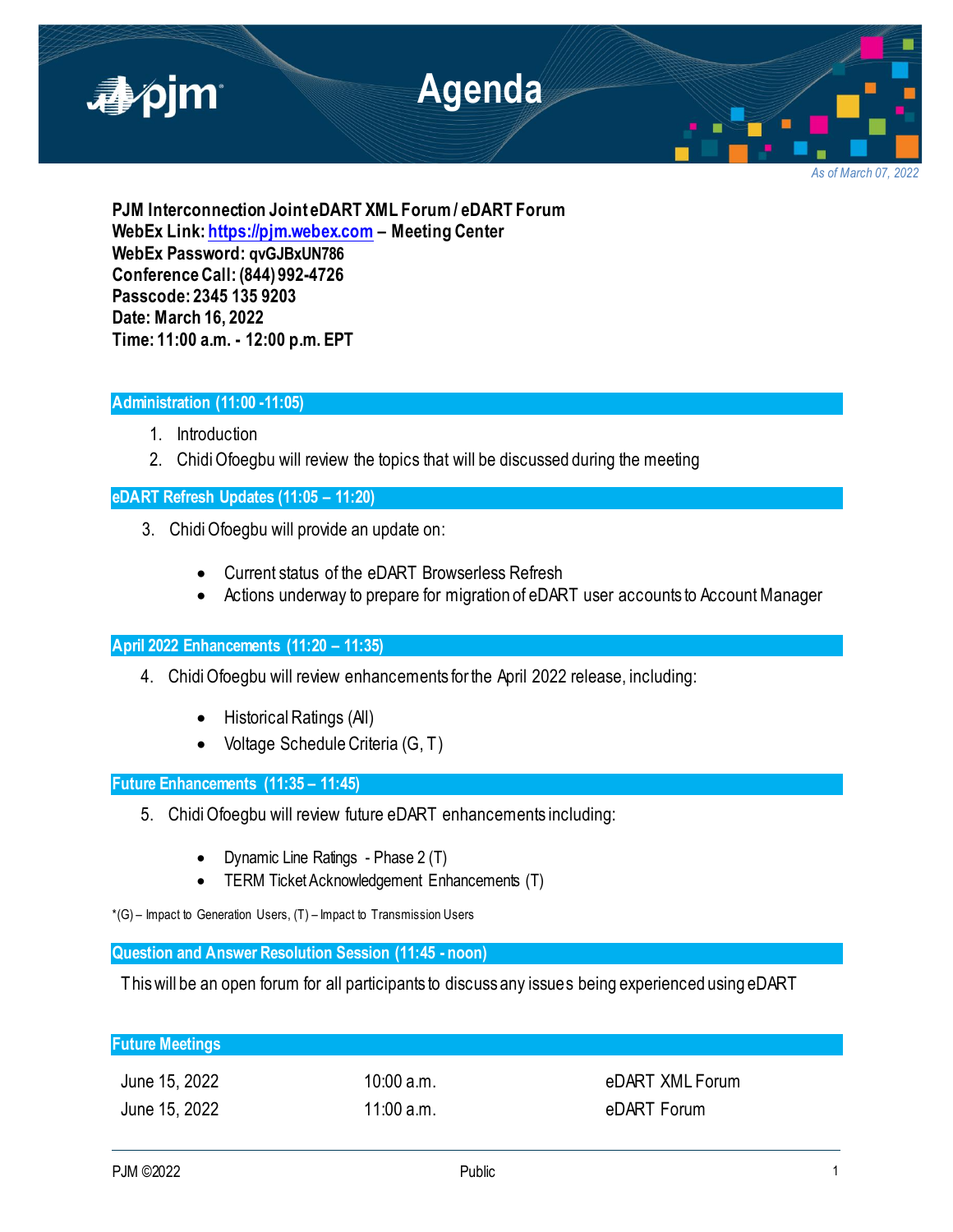# Agenda

*As of March 07, 2022*

**PJM Interconnection Joint eDART XML Forum / eDART Forum**
**WebEx Link: [https://pjm.webex.com](https://pjm.webex.com) – Meeting Center**
**WebEx Password: qvGJBxUN786**
**Conference Call: (844) 992-4726**
**Passcode: 2345 135 9203**
**Date: March 16, 2022**
**Time: 11:00 a.m. - 12:00 p.m. EPT**

## Administration (11:00 -11:05)

1. Introduction
2. Chidi Ofoegbu will review the topics that will be discussed during the meeting

## eDART Refresh Updates (11:05 – 11:20)

3. Chidi Ofoegbu will provide an update on:
   - Current status of the eDART Browserless Refresh
   - Actions underway to prepare for migration of eDART user accounts to Account Manager

## April 2022 Enhancements (11:20 – 11:35)

4. Chidi Ofoegbu will review enhancements for the April 2022 release, including:
   - Historical Ratings (All)
   - Voltage Schedule Criteria (G, T)

## Future Enhancements (11:35 – 11:45)

5. Chidi Ofoegbu will review future eDART enhancements including:
   - Dynamic Line Ratings - Phase 2 (T)
   - TERM Ticket Acknowledgement Enhancements (T)

*(G) – Impact to Generation Users, (T) – Impact to Transmission Users

## Question and Answer Resolution Session (11:45 - noon)

This will be an open forum for all participants to discuss any issues being experienced using eDART

## Future Meetings

| | | |
|---|---|---|
| June 15, 2022 | 10:00 a.m. | eDART XML Forum |
| June 15, 2022 | 11:00 a.m. | eDART Forum |

PJM ©2022 Public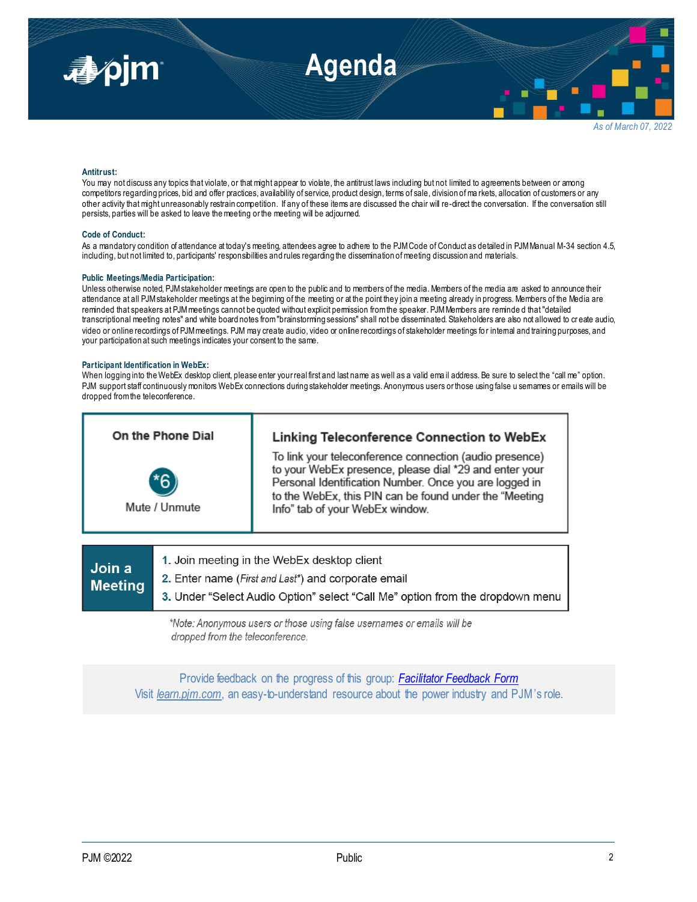# Agenda

*As of March 07, 2022*

**Antitrust:**

You may not discuss any topics that violate, or that might appear to violate, the antitrust laws including but not limited to agreements between or among competitors regarding prices, bid and offer practices, availability of service, product design, terms of sale, division of markets, allocation of customers or any other activity that might unreasonably restrain competition. If any of these items are discussed the chair will re-direct the conversation. If the conversation still persists, parties will be asked to leave the meeting or the meeting will be adjourned.

**Code of Conduct:**

As a mandatory condition of attendance at today's meeting, attendees agree to adhere to the PJM Code of Conduct as detailed in PJM Manual M-34 section 4.5, including, but not limited to, participants' responsibilities and rules regarding the dissemination of meeting discussion and materials.

**Public Meetings/Media Participation:**

Unless otherwise noted, PJM stakeholder meetings are open to the public and to members of the media. Members of the media are asked to announce their attendance at all PJM stakeholder meetings at the beginning of the meeting or at the point they join a meeting already in progress. Members of the Media are reminded that speakers at PJM meetings cannot be quoted without explicit permission from the speaker. PJM Members are reminded that "detailed transcriptional meeting notes" and white board notes from "brainstorming sessions" shall not be disseminated. Stakeholders are also not allowed to create audio, video or online recordings of PJM meetings. PJM may create audio, video or online recordings of stakeholder meetings for internal and training purposes, and your participation at such meetings indicates your consent to the same.

**Participant Identification in WebEx:**

When logging into the WebEx desktop client, please enter your real first and last name as well as a valid email address. Be sure to select the "call me" option. PJM support staff continuously monitors WebEx connections during stakeholder meetings. Anonymous users or those using false usernames or emails will be dropped from the teleconference.

| On the Phone Dial | Linking Teleconference Connection to WebEx |
| --- | --- |
| *6 Mute / Unmute | To link your teleconference connection (audio presence) to your WebEx presence, please dial *29 and enter your Personal Identification Number. Once you are logged in to the WebEx, this PIN can be found under the "Meeting Info" tab of your WebEx window. |

**Join a Meeting**

1. Join meeting in the WebEx desktop client
2. Enter name (*First and Last**) and corporate email
3. Under "Select Audio Option" select "Call Me" option from the dropdown menu

*\*Note: Anonymous users or those using false usernames or emails will be dropped from the teleconference.*

Provide feedback on the progress of this group: *Facilitator Feedback Form*

Visit *learn.pjm.com*, an easy-to-understand resource about the power industry and PJM's role.

PJM ©2022 Public